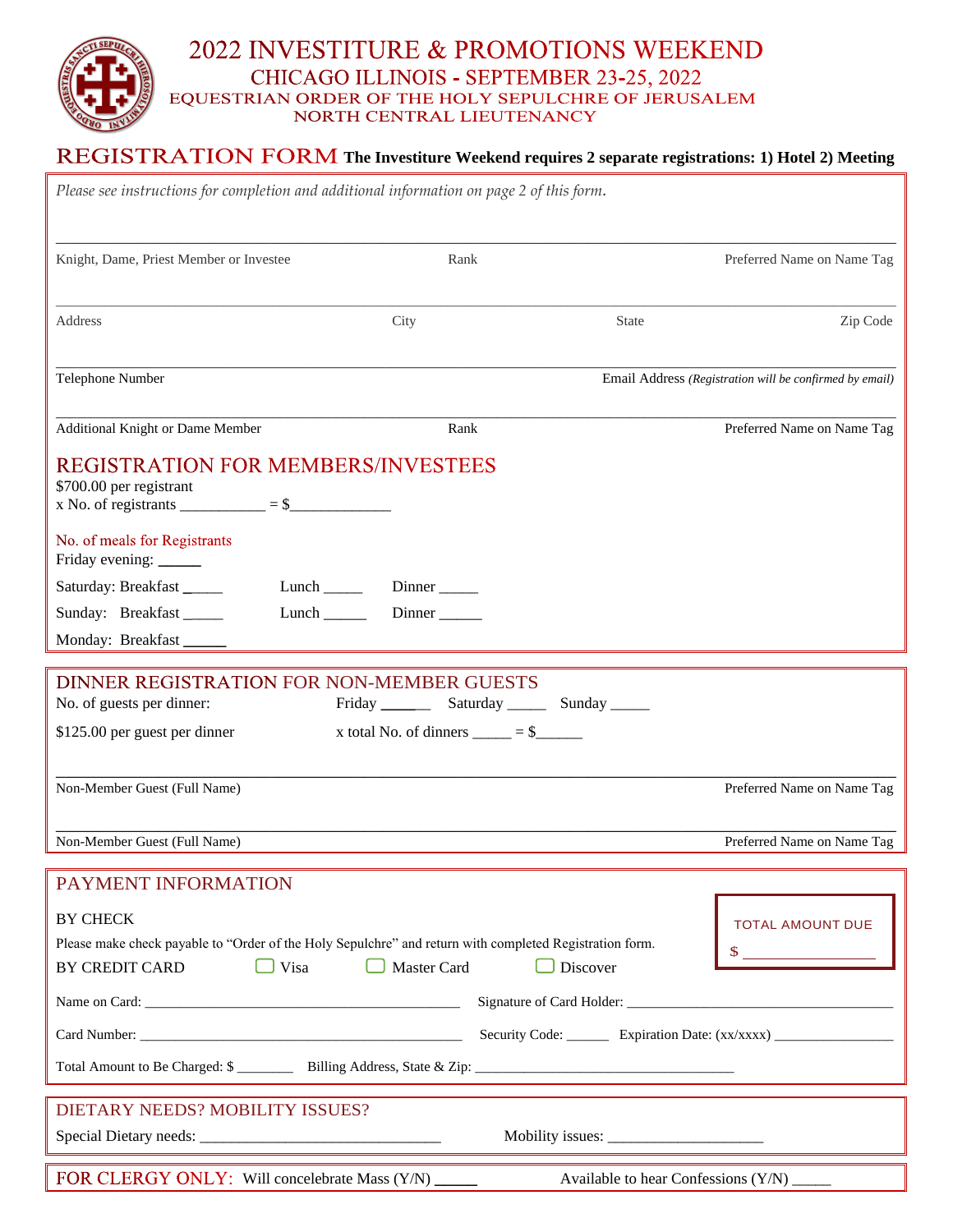# 2022 INVESTITURE & PROMOTIONS WEEKEND

## CHICAGO ILLINOIS - SEPTEMBER 23-25, 2022

### EQUESTRIAN ORDER OF THE HOLY SEPULCHRE OF JERUSALEM
### NORTH CENTRAL LIEUTENANCY

## REGISTRATION FORM **The Investiture Weekend requires 2 separate registrations: 1) Hotel 2) Meeting**

*Please see instructions for completion and additional information on page 2 of this form.*

______________________________________________________________
Knight, Dame, Priest Member or Investee | Rank | Preferred Name on Name Tag

______________________________________________________________
Address | City | State | Zip Code

______________________________________________________________
Telephone Number | Email Address *(Registration will be confirmed by email)*

______________________________________________________________
Additional Knight or Dame Member | Rank | Preferred Name on Name Tag

## REGISTRATION FOR MEMBERS/INVESTEES

$700.00 per registrant
x No. of registrants __________ = $____________

**No. of meals for Registrants**

Friday evening: _____

Saturday: Breakfast _____ Lunch _____ Dinner _____

Sunday: Breakfast _____ Lunch _____ Dinner _____

Monday: Breakfast _____

## DINNER REGISTRATION FOR NON-MEMBER GUESTS

No. of guests per dinner: Friday _____ Saturday _____ Sunday _____

$125.00 per guest per dinner x total No. of dinners _____ = $______

______________________________________________________________
Non-Member Guest (Full Name) | Preferred Name on Name Tag

______________________________________________________________
Non-Member Guest (Full Name) | Preferred Name on Name Tag

## PAYMENT INFORMATION

**TOTAL AMOUNT DUE**
$ ________________

BY CHECK

Please make check payable to "Order of the Holy Sepulchre" and return with completed Registration form.

BY CREDIT CARD ☐ Visa ☐ Master Card ☐ Discover

Name on Card: ______________________________ Signature of Card Holder: ______________________________

Card Number: ______________________________ Security Code: ______ Expiration Date: (xx/xxxx) ________________

Total Amount to Be Charged: $ ________ Billing Address, State & Zip: ______________________________

## DIETARY NEEDS? MOBILITY ISSUES?

Special Dietary needs: ______________________________ Mobility issues: ____________________

## FOR CLERGY ONLY: Will concelebrate Mass (Y/N) _____ Available to hear Confessions (Y/N) _____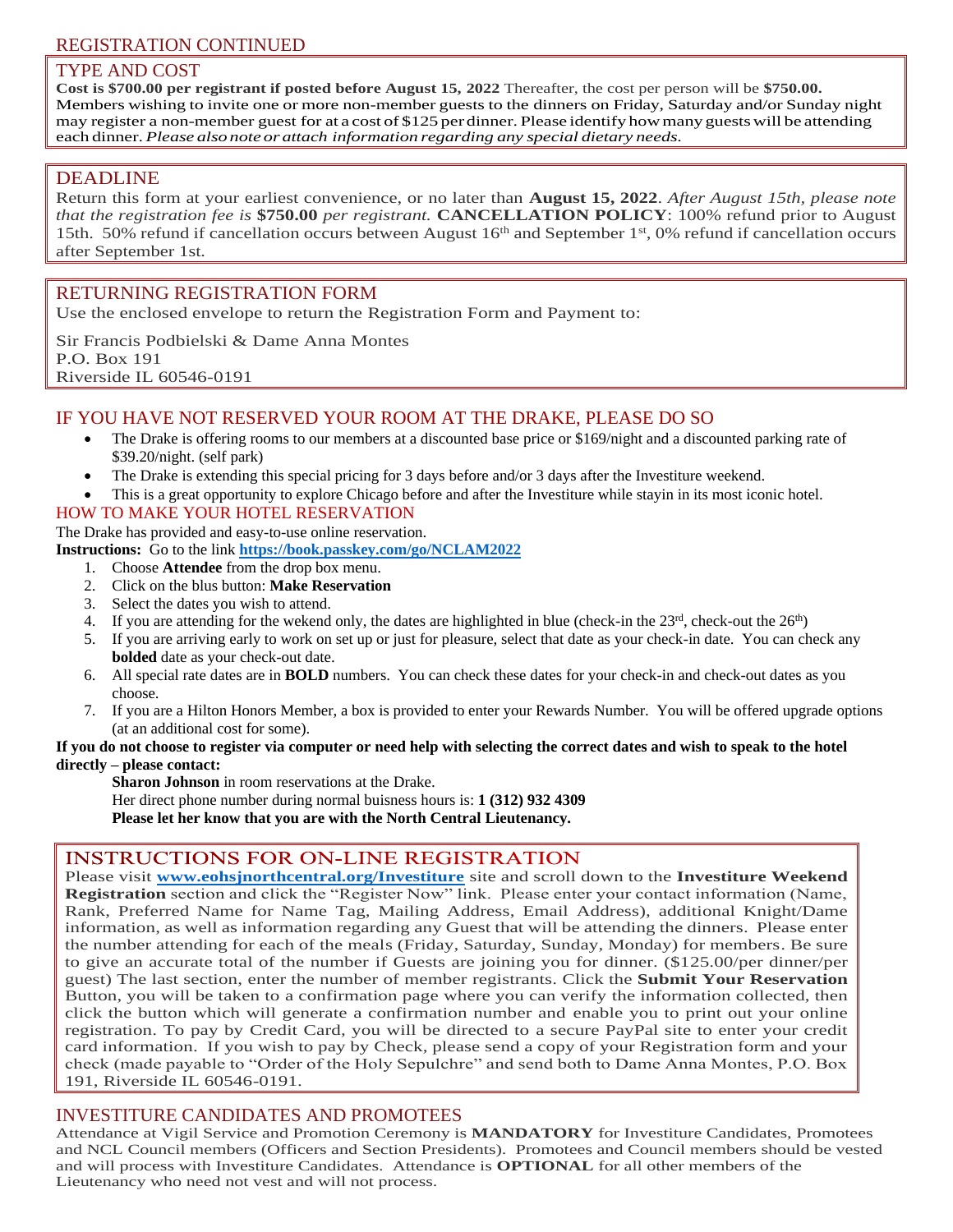## REGISTRATION CONTINUED

### TYPE AND COST

**Cost is $700.00 per registrant if posted before August 15, 2022** Thereafter, the cost per person will be **$750.00.** Members wishing to invite one or more non-member guests to the dinners on Friday, Saturday and/or Sunday night may register a non-member guest for at a cost of $125 per dinner. Please identify how many guests will be attending each dinner. *Please also note or attach information regarding any special dietary needs.*

### DEADLINE

Return this form at your earliest convenience, or no later than **August 15, 2022**. *After August 15th, please note that the registration fee is* **$750.00** *per registrant.* **CANCELLATION POLICY**: 100% refund prior to August 15th. 50% refund if cancellation occurs between August 16th and September 1st, 0% refund if cancellation occurs after September 1st.

### RETURNING REGISTRATION FORM

Use the enclosed envelope to return the Registration Form and Payment to:

Sir Francis Podbielski & Dame Anna Montes
P.O. Box 191
Riverside IL 60546-0191

## IF YOU HAVE NOT RESERVED YOUR ROOM AT THE DRAKE, PLEASE DO SO

- The Drake is offering rooms to our members at a discounted base price or $169/night and a discounted parking rate of $39.20/night. (self park)
- The Drake is extending this special pricing for 3 days before and/or 3 days after the Investiture weekend.
- This is a great opportunity to explore Chicago before and after the Investiture while stayin in its most iconic hotel.

### HOW TO MAKE YOUR HOTEL RESERVATION

The Drake has provided and easy-to-use online reservation.

**Instructions:** Go to the link **https://book.passkey.com/go/NCLAM2022**

1. Choose **Attendee** from the drop box menu.
2. Click on the blus button: **Make Reservation**
3. Select the dates you wish to attend.
4. If you are attending for the wekend only, the dates are highlighted in blue (check-in the 23rd, check-out the 26th)
5. If you are arriving early to work on set up or just for pleasure, select that date as your check-in date. You can check any **bolded** date as your check-out date.
6. All special rate dates are in **BOLD** numbers. You can check these dates for your check-in and check-out dates as you choose.
7. If you are a Hilton Honors Member, a box is provided to enter your Rewards Number. You will be offered upgrade options (at an additional cost for some).

**If you do not choose to register via computer or need help with selecting the correct dates and wish to speak to the hotel directly – please contact:**

**Sharon Johnson** in room reservations at the Drake.
Her direct phone number during normal buisness hours is: **1 (312) 932 4309**
**Please let her know that you are with the North Central Lieutenancy.**

### INSTRUCTIONS FOR ON-LINE REGISTRATION

Please visit **www.eohsjnorthcentral.org/Investiture** site and scroll down to the **Investiture Weekend Registration** section and click the "Register Now" link. Please enter your contact information (Name, Rank, Preferred Name for Name Tag, Mailing Address, Email Address), additional Knight/Dame information, as well as information regarding any Guest that will be attending the dinners. Please enter the number attending for each of the meals (Friday, Saturday, Sunday, Monday) for members. Be sure to give an accurate total of the number if Guests are joining you for dinner. ($125.00/per dinner/per guest) The last section, enter the number of member registrants. Click the **Submit Your Reservation** Button, you will be taken to a confirmation page where you can verify the information collected, then click the button which will generate a confirmation number and enable you to print out your online registration. To pay by Credit Card, you will be directed to a secure PayPal site to enter your credit card information. If you wish to pay by Check, please send a copy of your Registration form and your check (made payable to "Order of the Holy Sepulchre" and send both to Dame Anna Montes, P.O. Box 191, Riverside IL 60546-0191.

### INVESTITURE CANDIDATES AND PROMOTEES

Attendance at Vigil Service and Promotion Ceremony is **MANDATORY** for Investiture Candidates, Promotees and NCL Council members (Officers and Section Presidents). Promotees and Council members should be vested and will process with Investiture Candidates. Attendance is **OPTIONAL** for all other members of the Lieutenancy who need not vest and will not process.